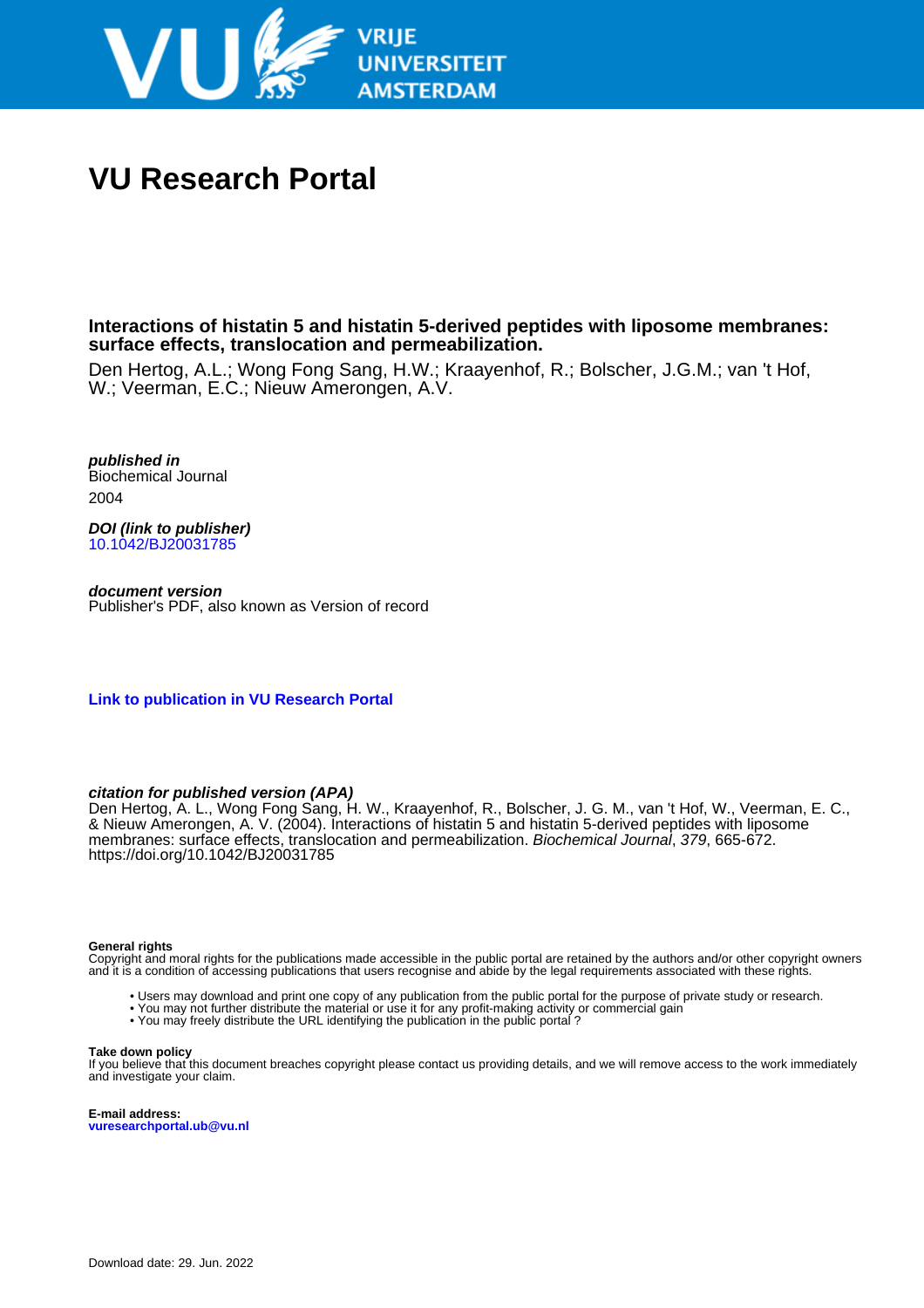# VU Research Portal

**Interactions of histatin 5 and histatin 5-derived peptides with liposome membranes: surface effects, translocation and permeabilization.**

Den Hertog, A.L.; Wong Fong Sang, H.W.; Kraayenhof, R.; Bolscher, J.G.M.; van 't Hof, W.; Veerman, E.C.; Nieuw Amerongen, A.V.

***published in***
Biochemical Journal
2004

***DOI (link to publisher)***
10.1042/BJ20031785

***document version***
Publisher's PDF, also known as Version of record

**Link to publication in VU Research Portal**

***citation for published version (APA)***
Den Hertog, A. L., Wong Fong Sang, H. W., Kraayenhof, R., Bolscher, J. G. M., van 't Hof, W., Veerman, E. C., & Nieuw Amerongen, A. V. (2004). Interactions of histatin 5 and histatin 5-derived peptides with liposome membranes: surface effects, translocation and permeabilization. *Biochemical Journal*, *379*, 665-672. https://doi.org/10.1042/BJ20031785

**General rights**
Copyright and moral rights for the publications made accessible in the public portal are retained by the authors and/or other copyright owners and it is a condition of accessing publications that users recognise and abide by the legal requirements associated with these rights.

- Users may download and print one copy of any publication from the public portal for the purpose of private study or research.
- You may not further distribute the material or use it for any profit-making activity or commercial gain
- You may freely distribute the URL identifying the publication in the public portal ?

**Take down policy**
If you believe that this document breaches copyright please contact us providing details, and we will remove access to the work immediately and investigate your claim.

**E-mail address:**
**vuresearchportal.ub@vu.nl**

Download date: 29. Jun. 2022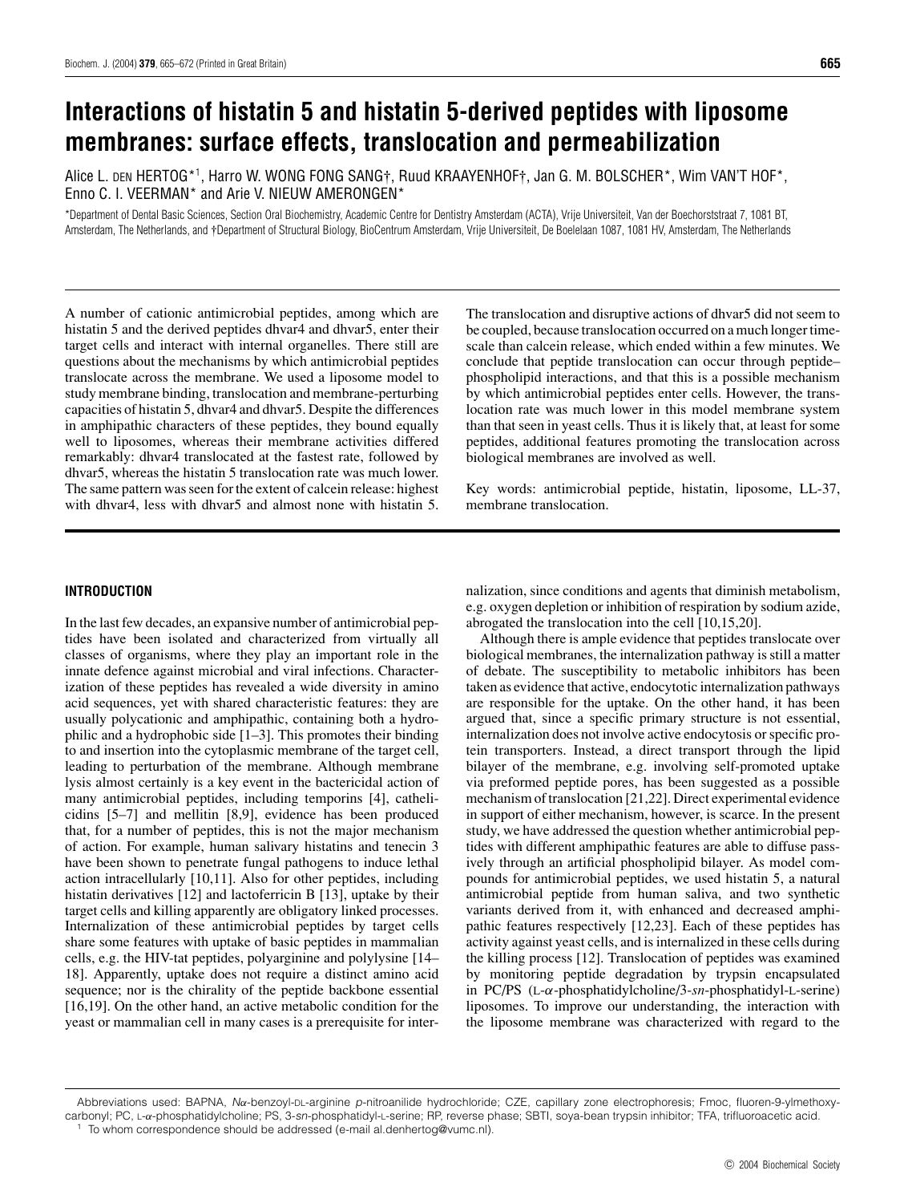# Interactions of histatin 5 and histatin 5-derived peptides with liposome membranes: surface effects, translocation and permeabilization

Alice L. DEN HERTOG*[1], Harro W. WONG FONG SANG†, Ruud KRAAYENHOF†, Jan G. M. BOLSCHER*, Wim VAN'T HOF*, Enno C. I. VEERMAN* and Arie V. NIEUW AMERONGEN*

*Department of Dental Basic Sciences, Section Oral Biochemistry, Academic Centre for Dentistry Amsterdam (ACTA), Vrije Universiteit, Van der Boechorststraat 7, 1081 BT, Amsterdam, The Netherlands, and †Department of Structural Biology, BioCentrum Amsterdam, Vrije Universiteit, De Boelelaan 1087, 1081 HV, Amsterdam, The Netherlands

A number of cationic antimicrobial peptides, among which are histatin 5 and the derived peptides dhvar4 and dhvar5, enter their target cells and interact with internal organelles. There still are questions about the mechanisms by which antimicrobial peptides translocate across the membrane. We used a liposome model to study membrane binding, translocation and membrane-perturbing capacities of histatin 5, dhvar4 and dhvar5. Despite the differences in amphipathic characters of these peptides, they bound equally well to liposomes, whereas their membrane activities differed remarkably: dhvar4 translocated at the fastest rate, followed by dhvar5, whereas the histatin 5 translocation rate was much lower. The same pattern was seen for the extent of calcein release: highest with dhvar4, less with dhvar5 and almost none with histatin 5. The translocation and disruptive actions of dhvar5 did not seem to be coupled, because translocation occurred on a much longer timescale than calcein release, which ended within a few minutes. We conclude that peptide translocation can occur through peptide–phospholipid interactions, and that this is a possible mechanism by which antimicrobial peptides enter cells. However, the translocation rate was much lower in this model membrane system than that seen in yeast cells. Thus it is likely that, at least for some peptides, additional features promoting the translocation across biological membranes are involved as well.

Key words: antimicrobial peptide, histatin, liposome, LL-37, membrane translocation.

## INTRODUCTION

In the last few decades, an expansive number of antimicrobial peptides have been isolated and characterized from virtually all classes of organisms, where they play an important role in the innate defence against microbial and viral infections. Characterization of these peptides has revealed a wide diversity in amino acid sequences, yet with shared characteristic features: they are usually polycationic and amphipathic, containing both a hydrophilic and a hydrophobic side [1–3]. This promotes their binding to and insertion into the cytoplasmic membrane of the target cell, leading to perturbation of the membrane. Although membrane lysis almost certainly is a key event in the bactericidal action of many antimicrobial peptides, including temporins [4], cathelicidins [5–7] and mellitin [8,9], evidence has been produced that, for a number of peptides, this is not the major mechanism of action. For example, human salivary histatins and tenecin 3 have been shown to penetrate fungal pathogens to induce lethal action intracellularly [10,11]. Also for other peptides, including histatin derivatives [12] and lactoferricin B [13], uptake by their target cells and killing apparently are obligatory linked processes. Internalization of these antimicrobial peptides by target cells share some features with uptake of basic peptides in mammalian cells, e.g. the HIV-tat peptides, polyarginine and polylysine [14–18]. Apparently, uptake does not require a distinct amino acid sequence; nor is the chirality of the peptide backbone essential [16,19]. On the other hand, an active metabolic condition for the yeast or mammalian cell in many cases is a prerequisite for internalization, since conditions and agents that diminish metabolism, e.g. oxygen depletion or inhibition of respiration by sodium azide, abrogated the translocation into the cell [10,15,20].

Although there is ample evidence that peptides translocate over biological membranes, the internalization pathway is still a matter of debate. The susceptibility to metabolic inhibitors has been taken as evidence that active, endocytotic internalization pathways are responsible for the uptake. On the other hand, it has been argued that, since a specific primary structure is not essential, internalization does not involve active endocytosis or specific protein transporters. Instead, a direct transport through the lipid bilayer of the membrane, e.g. involving self-promoted uptake via preformed peptide pores, has been suggested as a possible mechanism of translocation [21,22]. Direct experimental evidence in support of either mechanism, however, is scarce. In the present study, we have addressed the question whether antimicrobial peptides with different amphipathic features are able to diffuse passively through an artificial phospholipid bilayer. As model compounds for antimicrobial peptides, we used histatin 5, a natural antimicrobial peptide from human saliva, and two synthetic variants derived from it, with enhanced and decreased amphipathic features respectively [12,23]. Each of these peptides has activity against yeast cells, and is internalized in these cells during the killing process [12]. Translocation of peptides was examined by monitoring peptide degradation by trypsin encapsulated in PC/PS (L-α-phosphatidylcholine/3-*sn*-phosphatidyl-L-serine) liposomes. To improve our understanding, the interaction with the liposome membrane was characterized with regard to the

Abbreviations used: BAPNA, Nα-benzoyl-DL-arginine *p*-nitroanilide hydrochloride; CZE, capillary zone electrophoresis; Fmoc, fluoren-9-ylmethoxycarbonyl; PC, L-α-phosphatidylcholine; PS, 3-*sn*-phosphatidyl-L-serine; RP, reverse phase; SBTI, soya-bean trypsin inhibitor; TFA, trifluoroacetic acid.

[1] To whom correspondence should be addressed (e-mail al.denhertog@vumc.nl).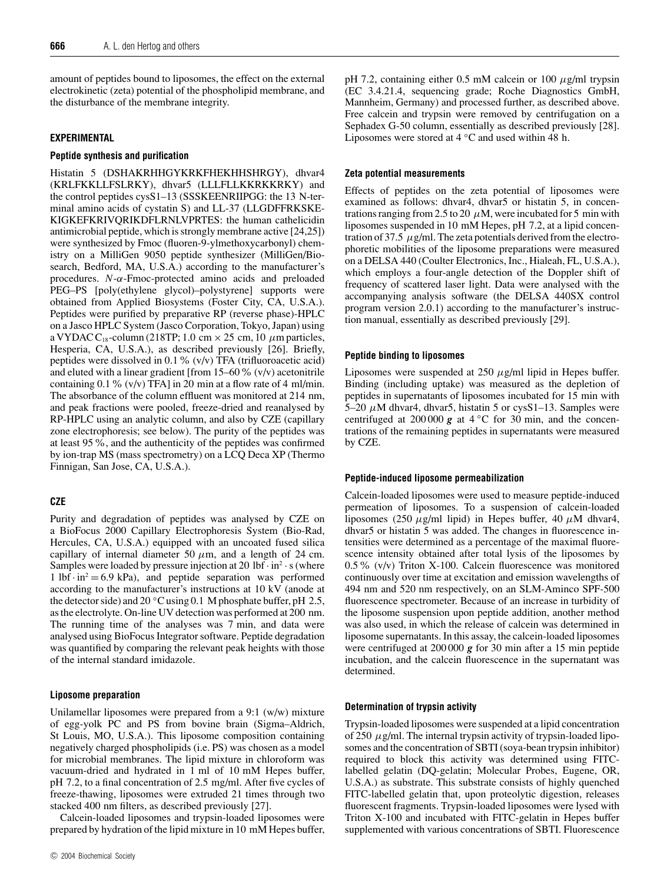amount of peptides bound to liposomes, the effect on the external electrokinetic (zeta) potential of the phospholipid membrane, and the disturbance of the membrane integrity.

## EXPERIMENTAL

### Peptide synthesis and purification

Histatin 5 (DSHAKRHHGYKRKFHEKHHSHRGY), dhvar4 (KRLFKKLLFSLRKY), dhvar5 (LLLFLLKKRKKRKY) and the control peptides cysS1–13 (SSSKEENRIIPGG: the 13 N-terminal amino acids of cystatin S) and LL-37 (LLGDFFRKSKEKIGKEFKRIVQRIKDFLRNLVPRTES: the human cathelicidin antimicrobial peptide, which is strongly membrane active [24,25]) were synthesized by Fmoc (fluoren-9-ylmethoxycarbonyl) chemistry on a MilliGen 9050 peptide synthesizer (MilliGen/Biosearch, Bedford, MA, U.S.A.) according to the manufacturer's procedures. *N*-$\alpha$-Fmoc-protected amino acids and preloaded PEG–PS [poly(ethylene glycol)–polystyrene] supports were obtained from Applied Biosystems (Foster City, CA, U.S.A.). Peptides were purified by preparative RP (reverse phase)-HPLC on a Jasco HPLC System (Jasco Corporation, Tokyo, Japan) using a VYDAC $C_{18}$-column (218TP; 1.0 cm × 25 cm, 10 $\mu$m particles, Hesperia, CA, U.S.A.), as described previously [26]. Briefly, peptides were dissolved in 0.1 % (v/v) TFA (trifluoroacetic acid) and eluted with a linear gradient [from 15–60 % (v/v) acetonitrile containing 0.1 % (v/v) TFA] in 20 min at a flow rate of 4 ml/min. The absorbance of the column effluent was monitored at 214 nm, and peak fractions were pooled, freeze-dried and reanalysed by RP-HPLC using an analytic column, and also by CZE (capillary zone electrophoresis; see below). The purity of the peptides was at least 95 %, and the authenticity of the peptides was confirmed by ion-trap MS (mass spectrometry) on a LCQ Deca XP (Thermo Finnigan, San Jose, CA, U.S.A.).

### CZE

Purity and degradation of peptides was analysed by CZE on a BioFocus 2000 Capillary Electrophoresis System (Bio-Rad, Hercules, CA, U.S.A.) equipped with an uncoated fused silica capillary of internal diameter 50 $\mu$m, and a length of 24 cm. Samples were loaded by pressure injection at 20 $lbf \cdot in^2 \cdot s$ (where 1 $lbf \cdot in^2$ = 6.9 kPa), and peptide separation was performed according to the manufacturer's instructions at 10 kV (anode at the detector side) and 20 °C using 0.1 M phosphate buffer, pH 2.5, as the electrolyte. On-line UV detection was performed at 200 nm. The running time of the analyses was 7 min, and data were analysed using BioFocus Integrator software. Peptide degradation was quantified by comparing the relevant peak heights with those of the internal standard imidazole.

### Liposome preparation

Unilamellar liposomes were prepared from a 9:1 (w/w) mixture of egg-yolk PC and PS from bovine brain (Sigma–Aldrich, St Louis, MO, U.S.A.). This liposome composition containing negatively charged phospholipids (i.e. PS) was chosen as a model for microbial membranes. The lipid mixture in chloroform was vacuum-dried and hydrated in 1 ml of 10 mM Hepes buffer, pH 7.2, to a final concentration of 2.5 mg/ml. After five cycles of freeze-thawing, liposomes were extruded 21 times through two stacked 400 nm filters, as described previously [27].

Calcein-loaded liposomes and trypsin-loaded liposomes were prepared by hydration of the lipid mixture in 10 mM Hepes buffer, pH 7.2, containing either 0.5 mM calcein or 100 $\mu$g/ml trypsin (EC 3.4.21.4, sequencing grade; Roche Diagnostics GmbH, Mannheim, Germany) and processed further, as described above. Free calcein and trypsin were removed by centrifugation on a Sephadex G-50 column, essentially as described previously [28]. Liposomes were stored at 4 °C and used within 48 h.

### Zeta potential measurements

Effects of peptides on the zeta potential of liposomes were examined as follows: dhvar4, dhvar5 or histatin 5, in concentrations ranging from 2.5 to 20 $\mu$M, were incubated for 5 min with liposomes suspended in 10 mM Hepes, pH 7.2, at a lipid concentration of 37.5 $\mu$g/ml. The zeta potentials derived from the electrophoretic mobilities of the liposome preparations were measured on a DELSA 440 (Coulter Electronics, Inc., Hialeah, FL, U.S.A.), which employs a four-angle detection of the Doppler shift of frequency of scattered laser light. Data were analysed with the accompanying analysis software (the DELSA 440SX control program version 2.0.1) according to the manufacturer's instruction manual, essentially as described previously [29].

### Peptide binding to liposomes

Liposomes were suspended at 250 $\mu$g/ml lipid in Hepes buffer. Binding (including uptake) was measured as the depletion of peptides in supernatants of liposomes incubated for 15 min with 5–20 $\mu$M dhvar4, dhvar5, histatin 5 or cysS1–13. Samples were centrifuged at 200 000 ***g*** at 4 °C for 30 min, and the concentrations of the remaining peptides in supernatants were measured by CZE.

### Peptide-induced liposome permeabilization

Calcein-loaded liposomes were used to measure peptide-induced permeation of liposomes. To a suspension of calcein-loaded liposomes (250 $\mu$g/ml lipid) in Hepes buffer, 40 $\mu$M dhvar4, dhvar5 or histatin 5 was added. The changes in fluorescence intensities were determined as a percentage of the maximal fluorescence intensity obtained after total lysis of the liposomes by 0.5 % (v/v) Triton X-100. Calcein fluorescence was monitored continuously over time at excitation and emission wavelengths of 494 nm and 520 nm respectively, on an SLM-Aminco SPF-500 fluorescence spectrometer. Because of an increase in turbidity of the liposome suspension upon peptide addition, another method was also used, in which the release of calcein was determined in liposome supernatants. In this assay, the calcein-loaded liposomes were centrifuged at 200 000 ***g*** for 30 min after a 15 min peptide incubation, and the calcein fluorescence in the supernatant was determined.

### Determination of trypsin activity

Trypsin-loaded liposomes were suspended at a lipid concentration of 250 $\mu$g/ml. The internal trypsin activity of trypsin-loaded liposomes and the concentration of SBTI (soya-bean trypsin inhibitor) required to block this activity was determined using FITC-labelled gelatin (DQ-gelatin; Molecular Probes, Eugene, OR, U.S.A.) as substrate. This substrate consists of highly quenched FITC-labelled gelatin that, upon proteolytic digestion, releases fluorescent fragments. Trypsin-loaded liposomes were lysed with Triton X-100 and incubated with FITC-gelatin in Hepes buffer supplemented with various concentrations of SBTI. Fluorescence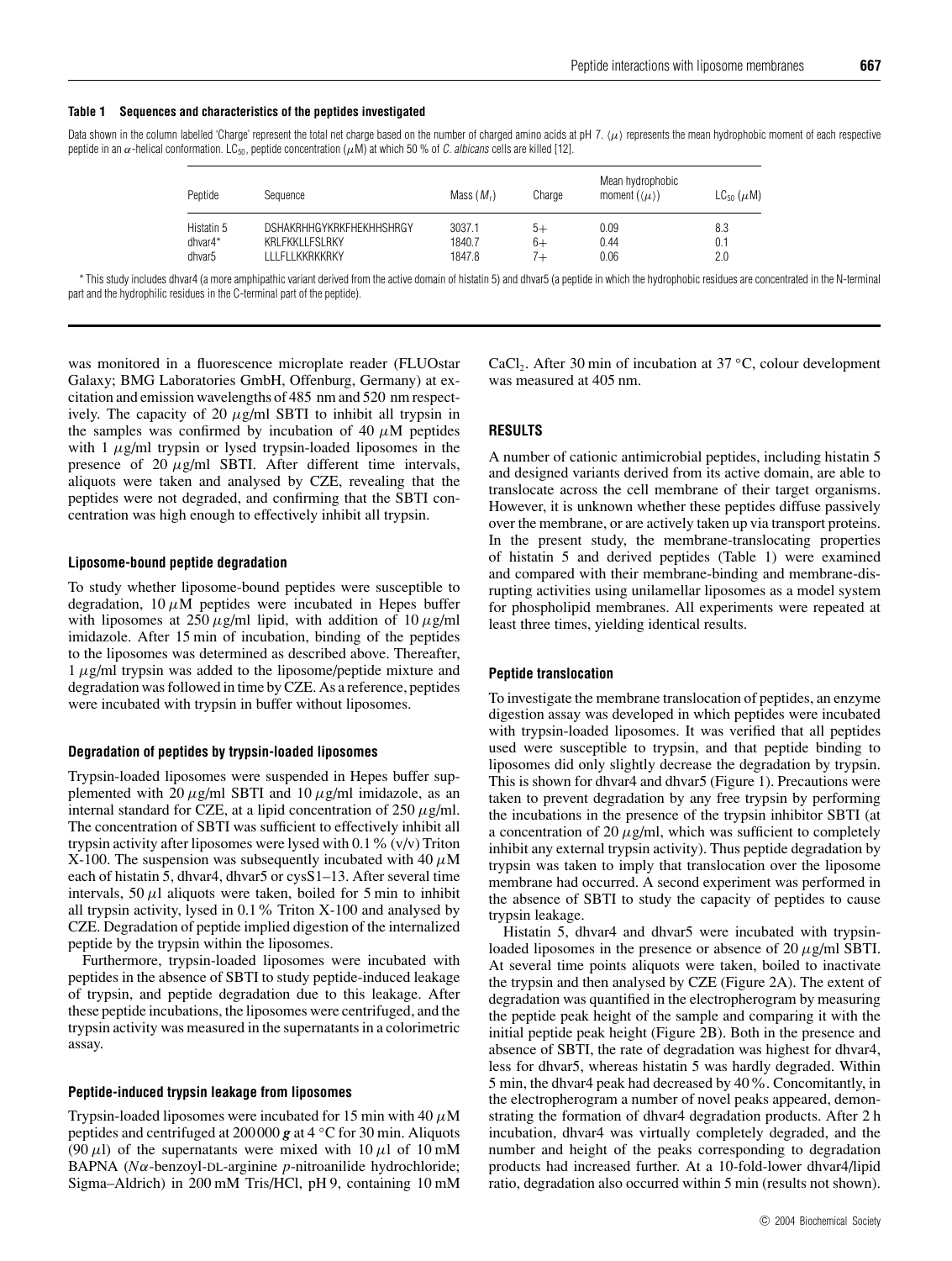**Table 1 Sequences and characteristics of the peptides investigated**

Data shown in the column labelled 'Charge' represent the total net charge based on the number of charged amino acids at pH 7. $\langle\mu\rangle$ represents the mean hydrophobic moment of each respective peptide in an $\alpha$-helical conformation. $LC_{50}$, peptide concentration ($\mu$M) at which 50 % of *C. albicans* cells are killed [12].

| Peptide | Sequence | Mass ($M_r$) | Charge | Mean hydrophobic moment ($\langle\mu\rangle$) | $LC_{50}$ ($\mu$M) |
|---|---|---|---|---|---|
| Histatin 5 | DSHAKRHHGYKRKFHEKHHSHRGY | 3037.1 | 5+ | 0.09 | 8.3 |
| dhvar4* | KRLFKKLLFSLRKY | 1840.7 | 6+ | 0.44 | 0.1 |
| dhvar5 | LLLFLLKKRKKRKY | 1847.8 | 7+ | 0.06 | 2.0 |

* This study includes dhvar4 (a more amphipathic variant derived from the active domain of histatin 5) and dhvar5 (a peptide in which the hydrophobic residues are concentrated in the N-terminal part and the hydrophilic residues in the C-terminal part of the peptide).

was monitored in a fluorescence microplate reader (FLUOstar Galaxy; BMG Laboratories GmbH, Offenburg, Germany) at excitation and emission wavelengths of 485 nm and 520 nm respectively. The capacity of 20 $\mu$g/ml SBTI to inhibit all trypsin in the samples was confirmed by incubation of 40 $\mu$M peptides with 1 $\mu$g/ml trypsin or lysed trypsin-loaded liposomes in the presence of 20 $\mu$g/ml SBTI. After different time intervals, aliquots were taken and analysed by CZE, revealing that the peptides were not degraded, and confirming that the SBTI concentration was high enough to effectively inhibit all trypsin.

### Liposome-bound peptide degradation

To study whether liposome-bound peptides were susceptible to degradation, 10 $\mu$M peptides were incubated in Hepes buffer with liposomes at 250 $\mu$g/ml lipid, with addition of 10 $\mu$g/ml imidazole. After 15 min of incubation, binding of the peptides to the liposomes was determined as described above. Thereafter, 1 $\mu$g/ml trypsin was added to the liposome/peptide mixture and degradation was followed in time by CZE. As a reference, peptides were incubated with trypsin in buffer without liposomes.

### Degradation of peptides by trypsin-loaded liposomes

Trypsin-loaded liposomes were suspended in Hepes buffer supplemented with 20 $\mu$g/ml SBTI and 10 $\mu$g/ml imidazole, as an internal standard for CZE, at a lipid concentration of 250 $\mu$g/ml. The concentration of SBTI was sufficient to effectively inhibit all trypsin activity after liposomes were lysed with 0.1 % (v/v) Triton X-100. The suspension was subsequently incubated with 40 $\mu$M each of histatin 5, dhvar4, dhvar5 or cysS1–13. After several time intervals, 50 $\mu$l aliquots were taken, boiled for 5 min to inhibit all trypsin activity, lysed in 0.1 % Triton X-100 and analysed by CZE. Degradation of peptide implied digestion of the internalized peptide by the trypsin within the liposomes.

Furthermore, trypsin-loaded liposomes were incubated with peptides in the absence of SBTI to study peptide-induced leakage of trypsin, and peptide degradation due to this leakage. After these peptide incubations, the liposomes were centrifuged, and the trypsin activity was measured in the supernatants in a colorimetric assay.

### Peptide-induced trypsin leakage from liposomes

Trypsin-loaded liposomes were incubated for 15 min with 40 $\mu$M peptides and centrifuged at 200000 ***g*** at 4 °C for 30 min. Aliquots (90 $\mu$l) of the supernatants were mixed with 10 $\mu$l of 10 mM BAPNA ($N\alpha$-benzoyl-DL-arginine *p*-nitroanilide hydrochloride; Sigma–Aldrich) in 200 mM Tris/HCl, pH 9, containing 10 mM $CaCl_2$. After 30 min of incubation at 37 °C, colour development was measured at 405 nm.

## RESULTS

A number of cationic antimicrobial peptides, including histatin 5 and designed variants derived from its active domain, are able to translocate across the cell membrane of their target organisms. However, it is unknown whether these peptides diffuse passively over the membrane, or are actively taken up via transport proteins. In the present study, the membrane-translocating properties of histatin 5 and derived peptides (Table 1) were examined and compared with their membrane-binding and membrane-disrupting activities using unilamellar liposomes as a model system for phospholipid membranes. All experiments were repeated at least three times, yielding identical results.

### Peptide translocation

To investigate the membrane translocation of peptides, an enzyme digestion assay was developed in which peptides were incubated with trypsin-loaded liposomes. It was verified that all peptides used were susceptible to trypsin, and that peptide binding to liposomes did only slightly decrease the degradation by trypsin. This is shown for dhvar4 and dhvar5 (Figure 1). Precautions were taken to prevent degradation by any free trypsin by performing the incubations in the presence of the trypsin inhibitor SBTI (at a concentration of 20 $\mu$g/ml, which was sufficient to completely inhibit any external trypsin activity). Thus peptide degradation by trypsin was taken to imply that translocation over the liposome membrane had occurred. A second experiment was performed in the absence of SBTI to study the capacity of peptides to cause trypsin leakage.

Histatin 5, dhvar4 and dhvar5 were incubated with trypsin-loaded liposomes in the presence or absence of 20 $\mu$g/ml SBTI. At several time points aliquots were taken, boiled to inactivate the trypsin and then analysed by CZE (Figure 2A). The extent of degradation was quantified in the electropherogram by measuring the peptide peak height of the sample and comparing it with the initial peptide peak height (Figure 2B). Both in the presence and absence of SBTI, the rate of degradation was highest for dhvar4, less for dhvar5, whereas histatin 5 was hardly degraded. Within 5 min, the dhvar4 peak had decreased by 40 %. Concomitantly, in the electropherogram a number of novel peaks appeared, demonstrating the formation of dhvar4 degradation products. After 2 h incubation, dhvar4 was virtually completely degraded, and the number and height of the peaks corresponding to degradation products had increased further. At a 10-fold-lower dhvar4/lipid ratio, degradation also occurred within 5 min (results not shown).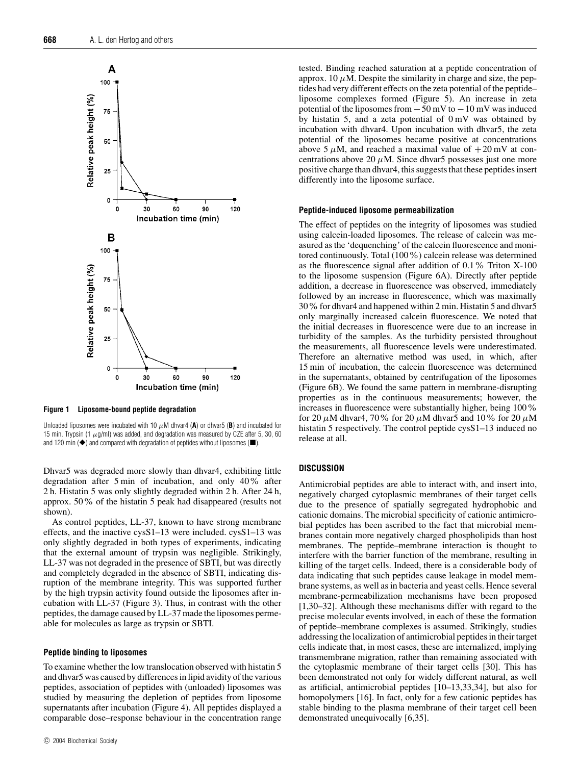**Figure 1 Liposome-bound peptide degradation**

Unloaded liposomes were incubated with 10 $\mu$M dhvar4 (**A**) or dhvar5 (**B**) and incubated for 15 min. Trypsin (1 $\mu$g/ml) was added, and degradation was measured by CZE after 5, 30, 60 and 120 min (◆) and compared with degradation of peptides without liposomes (■).

Dhvar5 was degraded more slowly than dhvar4, exhibiting little degradation after 5 min of incubation, and only 40 % after 2 h. Histatin 5 was only slightly degraded within 2 h. After 24 h, approx. 50 % of the histatin 5 peak had disappeared (results not shown).

As control peptides, LL-37, known to have strong membrane effects, and the inactive cysS1–13 were included. cysS1–13 was only slightly degraded in both types of experiments, indicating that the external amount of trypsin was negligible. Strikingly, LL-37 was not degraded in the presence of SBTI, but was directly and completely degraded in the absence of SBTI, indicating disruption of the membrane integrity. This was supported further by the high trypsin activity found outside the liposomes after incubation with LL-37 (Figure 3). Thus, in contrast with the other peptides, the damage caused by LL-37 made the liposomes permeable for molecules as large as trypsin or SBTI.

### Peptide binding to liposomes

To examine whether the low translocation observed with histatin 5 and dhvar5 was caused by differences in lipid avidity of the various peptides, association of peptides with (unloaded) liposomes was studied by measuring the depletion of peptides from liposome supernatants after incubation (Figure 4). All peptides displayed a comparable dose–response behaviour in the concentration range tested. Binding reached saturation at a peptide concentration of approx. 10 $\mu$M. Despite the similarity in charge and size, the peptides had very different effects on the zeta potential of the peptide–liposome complexes formed (Figure 5). An increase in zeta potential of the liposomes from −50 mV to −10 mV was induced by histatin 5, and a zeta potential of 0 mV was obtained by incubation with dhvar4. Upon incubation with dhvar5, the zeta potential of the liposomes became positive at concentrations above 5 $\mu$M, and reached a maximal value of +20 mV at concentrations above 20 $\mu$M. Since dhvar5 possesses just one more positive charge than dhvar4, this suggests that these peptides insert differently into the liposome surface.

### Peptide-induced liposome permeabilization

The effect of peptides on the integrity of liposomes was studied using calcein-loaded liposomes. The release of calcein was measured as the 'dequenching' of the calcein fluorescence and monitored continuously. Total (100 %) calcein release was determined as the fluorescence signal after addition of 0.1 % Triton X-100 to the liposome suspension (Figure 6A). Directly after peptide addition, a decrease in fluorescence was observed, immediately followed by an increase in fluorescence, which was maximally 30 % for dhvar4 and happened within 2 min. Histatin 5 and dhvar5 only marginally increased calcein fluorescence. We noted that the initial decreases in fluorescence were due to an increase in turbidity of the samples. As the turbidity persisted throughout the measurements, all fluorescence levels were underestimated. Therefore an alternative method was used, in which, after 15 min of incubation, the calcein fluorescence was determined in the supernatants, obtained by centrifugation of the liposomes (Figure 6B). We found the same pattern in membrane-disrupting properties as in the continuous measurements; however, the increases in fluorescence were substantially higher, being 100 % for 20 $\mu$M dhvar4, 70 % for 20 $\mu$M dhvar5 and 10 % for 20 $\mu$M histatin 5 respectively. The control peptide cysS1–13 induced no release at all.

## DISCUSSION

Antimicrobial peptides are able to interact with, and insert into, negatively charged cytoplasmic membranes of their target cells due to the presence of spatially segregated hydrophobic and cationic domains. The microbial specificity of cationic antimicrobial peptides has been ascribed to the fact that microbial membranes contain more negatively charged phospholipids than host membranes. The peptide–membrane interaction is thought to interfere with the barrier function of the membrane, resulting in killing of the target cells. Indeed, there is a considerable body of data indicating that such peptides cause leakage in model membrane systems, as well as in bacteria and yeast cells. Hence several membrane-permeabilization mechanisms have been proposed [1,30–32]. Although these mechanisms differ with regard to the precise molecular events involved, in each of these the formation of peptide–membrane complexes is assumed. Strikingly, studies addressing the localization of antimicrobial peptides in their target cells indicate that, in most cases, these are internalized, implying transmembrane migration, rather than remaining associated with the cytoplasmic membrane of their target cells [30]. This has been demonstrated not only for widely different natural, as well as artificial, antimicrobial peptides [10–13,33,34], but also for homopolymers [16]. In fact, only for a few cationic peptides has stable binding to the plasma membrane of their target cell been demonstrated unequivocally [6,35].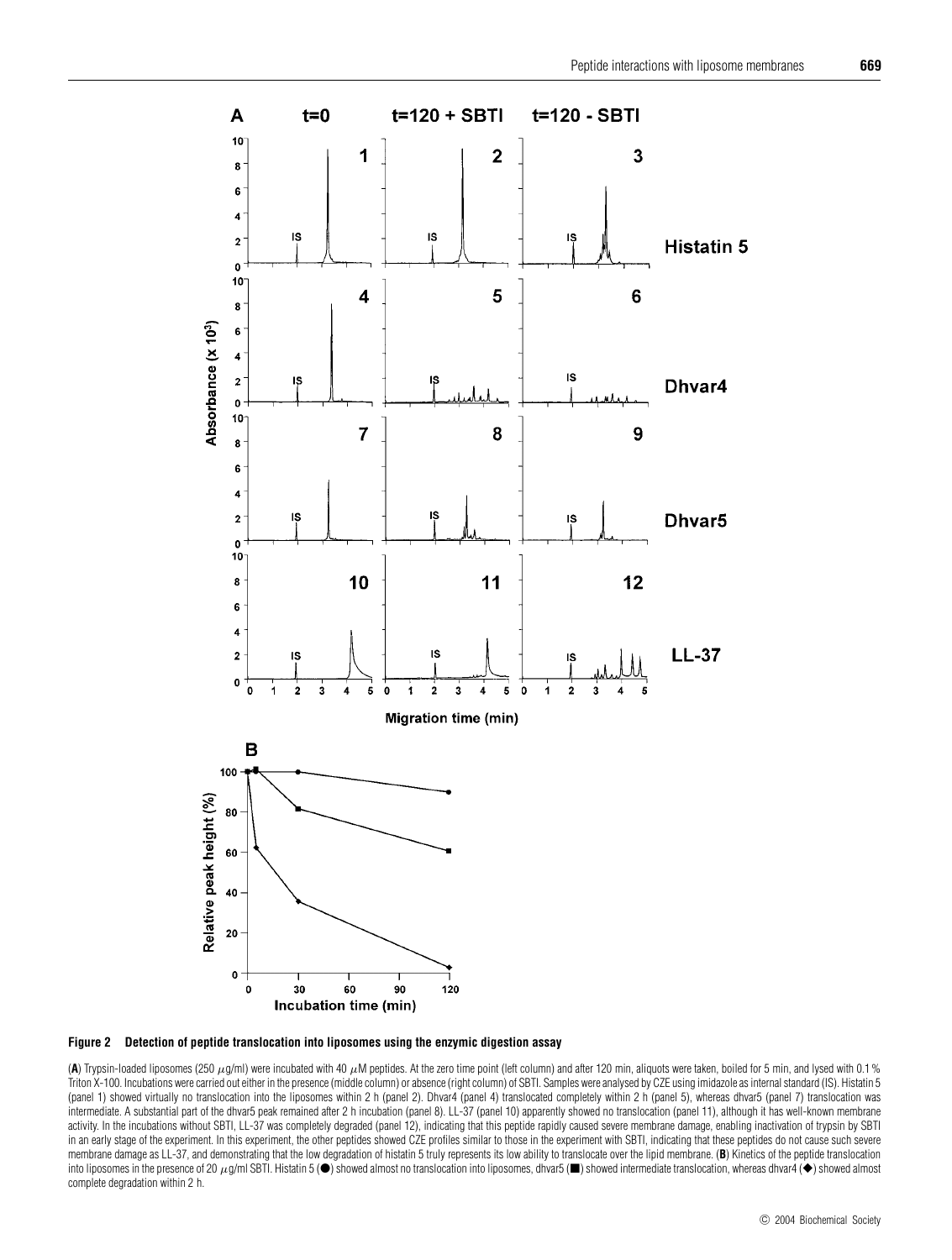**Figure 2 Detection of peptide translocation into liposomes using the enzymic digestion assay**

(**A**) Trypsin-loaded liposomes (250 $\mu$g/ml) were incubated with 40 $\mu$M peptides. At the zero time point (left column) and after 120 min, aliquots were taken, boiled for 5 min, and lysed with 0.1 % Triton X-100. Incubations were carried out either in the presence (middle column) or absence (right column) of SBTI. Samples were analysed by CZE using imidazole as internal standard (IS). Histatin 5 (panel 1) showed virtually no translocation into the liposomes within 2 h (panel 2). Dhvar4 (panel 4) translocated completely within 2 h (panel 5), whereas dhvar5 (panel 7) translocation was intermediate. A substantial part of the dhvar5 peak remained after 2 h incubation (panel 8). LL-37 (panel 10) apparently showed no translocation (panel 11), although it has well-known membrane activity. In the incubations without SBTI, LL-37 was completely degraded (panel 12), indicating that this peptide rapidly caused severe membrane damage, enabling inactivation of trypsin by SBTI in an early stage of the experiment. In this experiment, the other peptides showed CZE profiles similar to those in the experiment with SBTI, indicating that these peptides do not cause such severe membrane damage as LL-37, and demonstrating that the low degradation of histatin 5 truly represents its low ability to translocate over the lipid membrane. (**B**) Kinetics of the peptide translocation into liposomes in the presence of 20 $\mu$g/ml SBTI. Histatin 5 (●) showed almost no translocation into liposomes, dhvar5 (■) showed intermediate translocation, whereas dhvar4 (◆) showed almost complete degradation within 2 h.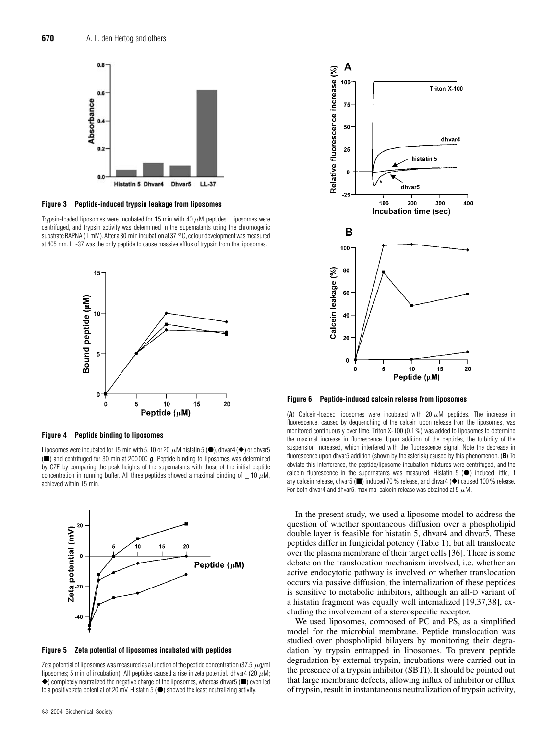**Figure 3 Peptide-induced trypsin leakage from liposomes**

Trypsin-loaded liposomes were incubated for 15 min with 40 $\mu$M peptides. Liposomes were centrifuged, and trypsin activity was determined in the supernatants using the chromogenic substrate BAPNA (1 mM). After a 30 min incubation at 37 °C, colour development was measured at 405 nm. LL-37 was the only peptide to cause massive efflux of trypsin from the liposomes.

**Figure 4 Peptide binding to liposomes**

Liposomes were incubated for 15 min with 5, 10 or 20 $\mu$M histatin 5 (●), dhvar4 (◆) or dhvar5 (■) and centrifuged for 30 min at 200 000 ***g***. Peptide binding to liposomes was determined by CZE by comparing the peak heights of the supernatants with those of the initial peptide concentration in running buffer. All three peptides showed a maximal binding of $\pm$10 $\mu$M, achieved within 15 min.

**Figure 5 Zeta potential of liposomes incubated with peptides**

Zeta potential of liposomes was measured as a function of the peptide concentration (37.5 $\mu$g/ml liposomes; 5 min of incubation). All peptides caused a rise in zeta potential. dhvar4 (20 $\mu$M; ◆) completely neutralized the negative charge of the liposomes, whereas dhvar5 (■) even led to a positive zeta potential of 20 mV. Histatin 5 (●) showed the least neutralizing activity.

**Figure 6 Peptide-induced calcein release from liposomes**

(**A**) Calcein-loaded liposomes were incubated with 20 $\mu$M peptides. The increase in fluorescence, caused by dequenching of the calcein upon release from the liposomes, was monitored continuously over time. Triton X-100 (0.1 %) was added to liposomes to determine the maximal increase in fluorescence. Upon addition of the peptides, the turbidity of the suspension increased, which interfered with the fluorescence signal. Note the decrease in fluorescence upon dhvar5 addition (shown by the asterisk) caused by this phenomenon. (**B**) To obviate this interference, the peptide/liposome incubation mixtures were centrifuged, and the calcein fluorescence in the supernatants was measured. Histatin 5 (●) induced little, if any calcein release, dhvar5 (■) induced 70 % release, and dhvar4 (◆) caused 100 % release. For both dhvar4 and dhvar5, maximal calcein release was obtained at 5 $\mu$M.

In the present study, we used a liposome model to address the question of whether spontaneous diffusion over a phospholipid double layer is feasible for histatin 5, dhvar4 and dhvar5. These peptides differ in fungicidal potency (Table 1), but all translocate over the plasma membrane of their target cells [36]. There is some debate on the translocation mechanism involved, i.e. whether an active endocytotic pathway is involved or whether translocation occurs via passive diffusion; the internalization of these peptides is sensitive to metabolic inhibitors, although an all-D variant of a histatin fragment was equally well internalized [19,37,38], excluding the involvement of a stereospecific receptor.

We used liposomes, composed of PC and PS, as a simplified model for the microbial membrane. Peptide translocation was studied over phospholipid bilayers by monitoring their degradation by trypsin entrapped in liposomes. To prevent peptide degradation by external trypsin, incubations were carried out in the presence of a trypsin inhibitor (SBTI). It should be pointed out that large membrane defects, allowing influx of inhibitor or efflux of trypsin, result in instantaneous neutralization of trypsin activity,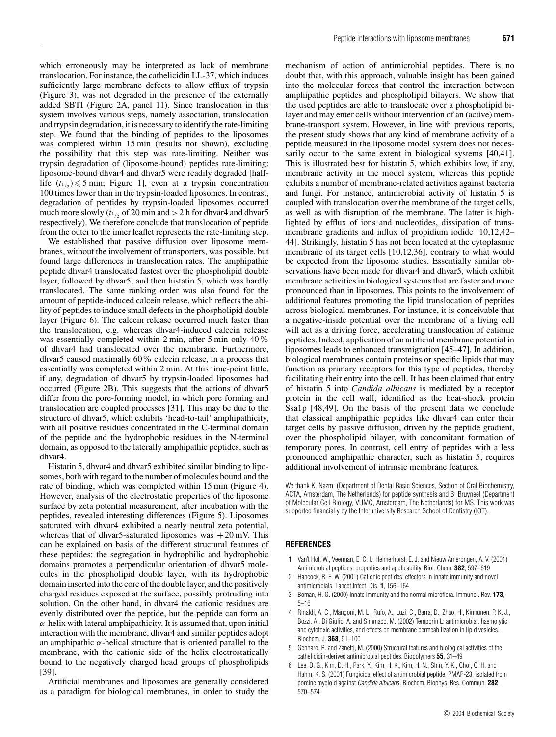which erroneously may be interpreted as lack of membrane translocation. For instance, the cathelicidin LL-37, which induces sufficiently large membrane defects to allow efflux of trypsin (Figure 3), was not degraded in the presence of the externally added SBTI (Figure 2A, panel 11). Since translocation in this system involves various steps, namely association, translocation and trypsin degradation, it is necessary to identify the rate-limiting step. We found that the binding of peptides to the liposomes was completed within 15 min (results not shown), excluding the possibility that this step was rate-limiting. Neither was trypsin degradation of (liposome-bound) peptides rate-limiting: liposome-bound dhvar4 and dhvar5 were readily degraded [half-life ($t_{1/2}$) $\leqslant$ 5 min; Figure 1], even at a trypsin concentration 100 times lower than in the trypsin-loaded liposomes. In contrast, degradation of peptides by trypsin-loaded liposomes occurred much more slowly ($t_{1/2}$ of 20 min and > 2 h for dhvar4 and dhvar5 respectively). We therefore conclude that translocation of peptide from the outer to the inner leaflet represents the rate-limiting step.

We established that passive diffusion over liposome membranes, without the involvement of transporters, was possible, but found large differences in translocation rates. The amphipathic peptide dhvar4 translocated fastest over the phospholipid double layer, followed by dhvar5, and then histatin 5, which was hardly translocated. The same ranking order was also found for the amount of peptide-induced calcein release, which reflects the ability of peptides to induce small defects in the phospholipid double layer (Figure 6). The calcein release occurred much faster than the translocation, e.g. whereas dhvar4-induced calcein release was essentially completed within 2 min, after 5 min only 40 % of dhvar4 had translocated over the membrane. Furthermore, dhvar5 caused maximally 60 % calcein release, in a process that essentially was completed within 2 min. At this time-point little, if any, degradation of dhvar5 by trypsin-loaded liposomes had occurred (Figure 2B). This suggests that the actions of dhvar5 differ from the pore-forming model, in which pore forming and translocation are coupled processes [31]. This may be due to the structure of dhvar5, which exhibits 'head-to-tail' amphipathicity, with all positive residues concentrated in the C-terminal domain of the peptide and the hydrophobic residues in the N-terminal domain, as opposed to the laterally amphipathic peptides, such as dhvar4.

Histatin 5, dhvar4 and dhvar5 exhibited similar binding to liposomes, both with regard to the number of molecules bound and the rate of binding, which was completed within 15 min (Figure 4). However, analysis of the electrostatic properties of the liposome surface by zeta potential measurement, after incubation with the peptides, revealed interesting differences (Figure 5). Liposomes saturated with dhvar4 exhibited a nearly neutral zeta potential, whereas that of dhvar5-saturated liposomes was +20 mV. This can be explained on basis of the different structural features of these peptides: the segregation in hydrophilic and hydrophobic domains promotes a perpendicular orientation of dhvar5 molecules in the phospholipid double layer, with its hydrophobic domain inserted into the core of the double layer, and the positively charged residues exposed at the surface, possibly protruding into solution. On the other hand, in dhvar4 the cationic residues are evenly distributed over the peptide, but the peptide can form an $\alpha$-helix with lateral amphipathicity. It is assumed that, upon initial interaction with the membrane, dhvar4 and similar peptides adopt an amphipathic $\alpha$-helical structure that is oriented parallel to the membrane, with the cationic side of the helix electrostatically bound to the negatively charged head groups of phospholipids [39].

Artificial membranes and liposomes are generally considered as a paradigm for biological membranes, in order to study the mechanism of action of antimicrobial peptides. There is no doubt that, with this approach, valuable insight has been gained into the molecular forces that control the interaction between amphipathic peptides and phospholipid bilayers. We show that the used peptides are able to translocate over a phospholipid bilayer and may enter cells without intervention of an (active) membrane-transport system. However, in line with previous reports, the present study shows that any kind of membrane activity of a peptide measured in the liposome model system does not necessarily occur to the same extent in biological systems [40,41]. This is illustrated best for histatin 5, which exhibits low, if any, membrane activity in the model system, whereas this peptide exhibits a number of membrane-related activities against bacteria and fungi. For instance, antimicrobial activity of histatin 5 is coupled with translocation over the membrane of the target cells, as well as with disruption of the membrane. The latter is highlighted by efflux of ions and nucleotides, dissipation of transmembrane gradients and influx of propidium iodide [10,12,42–44]. Strikingly, histatin 5 has not been located at the cytoplasmic membrane of its target cells [10,12,36], contrary to what would be expected from the liposome studies. Essentially similar observations have been made for dhvar4 and dhvar5, which exhibit membrane activities in biological systems that are faster and more pronounced than in liposomes. This points to the involvement of additional features promoting the lipid translocation of peptides across biological membranes. For instance, it is conceivable that a negative-inside potential over the membrane of a living cell will act as a driving force, accelerating translocation of cationic peptides. Indeed, application of an artificial membrane potential in liposomes leads to enhanced transmigration [45–47]. In addition, biological membranes contain proteins or specific lipids that may function as primary receptors for this type of peptides, thereby facilitating their entry into the cell. It has been claimed that entry of histatin 5 into *Candida albicans* is mediated by a receptor protein in the cell wall, identified as the heat-shock protein Ssa1p [48,49]. On the basis of the present data we conclude that classical amphipathic peptides like dhvar4 can enter their target cells by passive diffusion, driven by the peptide gradient, over the phospholipid bilayer, with concomitant formation of temporary pores. In contrast, cell entry of peptides with a less pronounced amphipathic character, such as histatin 5, requires additional involvement of intrinsic membrane features.

We thank K. Nazmi (Department of Dental Basic Sciences, Section of Oral Biochemistry, ACTA, Amsterdam, The Netherlands) for peptide synthesis and B. Bruyneel (Department of Molecular Cell Biology, VUMC, Amsterdam, The Netherlands) for MS. This work was supported financially by the Interuniversity Research School of Dentistry (IOT).

## REFERENCES

1. Van't Hof, W., Veerman, E. C. I., Helmerhorst, E. J. and Nieuw Amerongen, A. V. (2001) Antimicrobial peptides: properties and applicability. Biol. Chem. **382**, 597–619
2. Hancock, R. E. W. (2001) Cationic peptides: effectors in innate immunity and novel antimicrobials. Lancet Infect. Dis. **1**, 156–164
3. Boman, H. G. (2000) Innate immunity and the normal microflora. Immunol. Rev. **173**, 5–16
4. Rinaldi, A. C., Mangoni, M. L., Rufo, A., Luzi, C., Barra, D., Zhao, H., Kinnunen, P. K. J., Bozzi, A., Di Giulio, A. and Simmaco, M. (2002) Temporin L: antimicrobial, haemolytic and cytotoxic activities, and effects on membrane permeabilization in lipid vesicles. Biochem. J. **368**, 91–100
5. Gennaro, R. and Zanetti, M. (2000) Structural features and biological activities of the cathelicidin-derived antimicrobial peptides. Biopolymers **55**, 31–49
6. Lee, D. G., Kim, D. H., Park, Y., Kim, H. K., Kim, H. N., Shin, Y. K., Choi, C. H. and Hahm, K. S. (2001) Fungicidal effect of antimicrobial peptide, PMAP-23, isolated from porcine myeloid against *Candida albicans*. Biochem. Biophys. Res. Commun. **282**, 570–574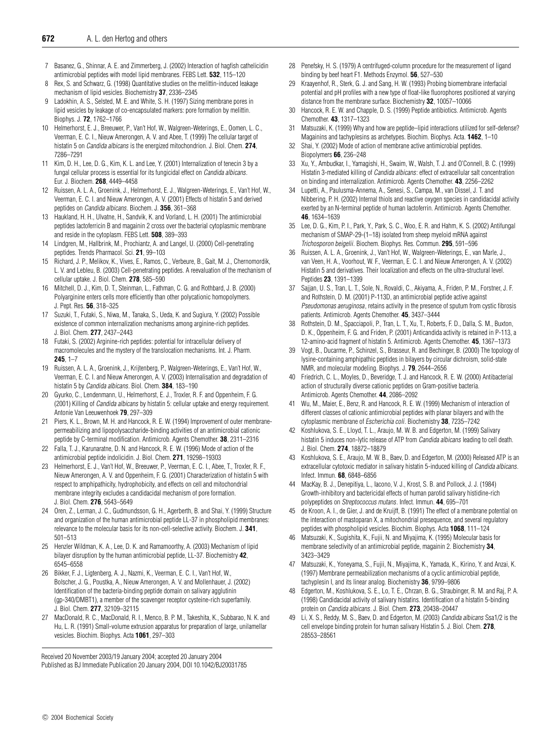7 Basanez, G., Shinnar, A. E. and Zimmerberg, J. (2002) Interaction of hagfish cathelicidin antimicrobial peptides with model lipid membranes. FEBS Lett. **532**, 115–120

8 Rex, S. and Schwarz, G. (1998) Quantitative studies on the melittin-induced leakage mechanism of lipid vesicles. Biochemistry **37**, 2336–2345

9 Ladokhin, A. S., Selsted, M. E. and White, S. H. (1997) Sizing membrane pores in lipid vesicles by leakage of co-encapsulated markers: pore formation by melittin. Biophys. J. **72**, 1762–1766

10 Helmerhorst, E. J., Breeuwer, P., Van't Hof, W., Walgreen-Weterings, E., Oomen, L. C., Veerman, E. C. I., Nieuw Amerongen, A. V. and Abee, T. (1999) The cellular target of histatin 5 on *Candida albicans* is the energized mitochondrion. J. Biol. Chem. **274**, 7286–7291

11 Kim, D. H., Lee, D. G., Kim, K. L. and Lee, Y. (2001) Internalization of tenecin 3 by a fungal cellular process is essential for its fungicidal effect on *Candida albicans*. Eur. J. Biochem. **268**, 4449–4458

12 Ruissen, A. L. A., Groenink, J., Helmerhorst, E. J., Walgreen-Weterings, E., Van't Hof, W., Veerman, E. C. I. and Nieuw Amerongen, A. V. (2001) Effects of histatin 5 and derived peptides on *Candida albicans*. Biochem. J. **356**, 361–368

13 Haukland, H. H., Ulvatne, H., Sandvik, K. and Vorland, L. H. (2001) The antimicrobial peptides lactoferricin B and magainin 2 cross over the bacterial cytoplasmic membrane and reside in the cytoplasm. FEBS Lett. **508**, 389–393

14 Lindgren, M., Hallbrink, M., Prochiantz, A. and Langel, U. (2000) Cell-penetrating peptides. Trends Pharmacol. Sci. **21**, 99–103

15 Richard, J. P., Melikov, K., Vives, E., Ramos, C., Verbeure, B., Gait, M. J., Chernomordik, L. V. and Lebleu, B. (2003) Cell-penetrating peptides. A reevaluation of the mechanism of cellular uptake. J. Biol. Chem. **278**, 585–590

16 Mitchell, D. J., Kim, D. T., Steinman, L., Fathman, C. G. and Rothbard, J. B. (2000) Polyarginine enters cells more efficiently than other polycationic homopolymers. J. Pept. Res. **56**, 318–325

17 Suzuki, T., Futaki, S., Niwa, M., Tanaka, S., Ueda, K. and Sugiura, Y. (2002) Possible existence of common internalization mechanisms among arginine-rich peptides. J. Biol. Chem. **277**, 2437–2443

18 Futaki, S. (2002) Arginine-rich peptides: potential for intracellular delivery of macromolecules and the mystery of the translocation mechanisms. Int. J. Pharm. **245**, 1–7

19 Ruissen, A. L. A., Groenink, J., Krijtenberg, P., Walgreen-Weterings, E., Van't Hof, W., Veerman, E. C. I. and Nieuw Amerongen, A. V. (2003) Internalisation and degradation of histatin 5 by *Candida albicans*. Biol. Chem. **384**, 183–190

20 Gyurko, C., Lendenmann, U., Helmerhorst, E. J., Troxler, R. F. and Oppenheim, F. G. (2001) Killing of *Candida albicans* by histatin 5: cellular uptake and energy requirement. Antonie Van Leeuwenhoek **79**, 297–309

21 Piers, K. L., Brown, M. H. and Hancock, R. E. W. (1994) Improvement of outer membrane-permeabilizing and lipopolysaccharide-binding activities of an antimicrobial cationic peptide by C-terminal modification. Antimicrob. Agents Chemother. **38**, 2311–2316

22 Falla, T. J., Karunaratne, D. N. and Hancock, R. E. W. (1996) Mode of action of the antimicrobial peptide indolicidin. J. Biol. Chem. **271**, 19298–19303

23 Helmerhorst, E. J., Van't Hof, W., Breeuwer, P., Veerman, E. C. I., Abee, T., Troxler, R. F., Nieuw Amerongen, A. V. and Oppenheim, F. G. (2001) Characterization of histatin 5 with respect to amphipathicity, hydrophobicity, and effects on cell and mitochondrial membrane integrity excludes a candidacidal mechanism of pore formation. J. Biol. Chem. **276**, 5643–5649

24 Oren, Z., Lerman, J. C., Gudmundsson, G. H., Agerberth, B. and Shai, Y. (1999) Structure and organization of the human antimicrobial peptide LL-37 in phospholipid membranes: relevance to the molecular basis for its non-cell-selective activity. Biochem. J. **341**, 501–513

25 Henzler Wildman, K. A., Lee, D. K. and Ramamoorthy, A. (2003) Mechanism of lipid bilayer disruption by the human antimicrobial peptide, LL-37. Biochemistry **42**, 6545–6558

26 Bikker, F. J., Ligtenberg, A. J., Nazmi, K., Veerman, E. C. I., Van't Hof, W., Bolscher, J. G., Poustka, A., Nieuw Amerongen, A. V. and Mollenhauer, J. (2002) Identification of the bacteria-binding peptide domain on salivary agglutinin (gp-340/DMBT1), a member of the scavenger receptor cysteine-rich superfamily. J. Biol. Chem. **277**, 32109–32115

27 MacDonald, R. C., MacDonald, R. I., Menco, B. P. M., Takeshita, K., Subbarao, N. K. and Hu, L. R. (1991) Small-volume extrusion apparatus for preparation of large, unilamellar vesicles. Biochim. Biophys. Acta **1061**, 297–303

28 Penefsky, H. S. (1979) A centrifuged-column procedure for the measurement of ligand binding by beef heart F1. Methods Enzymol. **56**, 527–530

29 Kraayenhof, R., Sterk, G. J. and Sang, H. W. (1993) Probing biomembrane interfacial potential and pH profiles with a new type of float-like fluorophores positioned at varying distance from the membrane surface. Biochemistry **32**, 10057–10066

30 Hancock, R. E. W. and Chapple, D. S. (1999) Peptide antibiotics. Antimicrob. Agents Chemother. **43**, 1317–1323

31 Matsuzaki, K. (1999) Why and how are peptide–lipid interactions utilized for self-defense? Magainins and tachyplesins as archetypes. Biochim. Biophys. Acta. **1462**, 1–10

32 Shai, Y. (2002) Mode of action of membrane active antimicrobial peptides. Biopolymers **66**, 236–248

33 Xu, Y., Ambudkar, I., Yamagishi, H., Swaim, W., Walsh, T. J. and O'Connell, B. C. (1999) Histatin 3-mediated killing of *Candida albicans*: effect of extracellular salt concentration on binding and internalization. Antimicrob. Agents Chemother. **43**, 2256–2262

34 Lupetti, A., Paulusma-Annema, A., Senesi, S., Campa, M., van Dissel, J. T. and Nibbering, P. H. (2002) Internal thiols and reactive oxygen species in candidacidal activity exerted by an N-terminal peptide of human lactoferrin. Antimicrob. Agents Chemother. **46**, 1634–1639

35 Lee, D. G., Kim, P. I., Park, Y., Park, S. C., Woo, E. R. and Hahm, K. S. (2002) Antifungal mechanism of SMAP-29-(1–18) isolated from sheep myeloid mRNA against *Trichosporon beigelii*. Biochem. Biophys. Res. Commun. **295**, 591–596

36 Ruissen, A. L. A., Groenink, J., Van't Hof, W., Walgreen-Weterings, E., van Marle, J., van Veen, H. A., Voorhout, W. F., Veerman, E. C. I. and Nieuw Amerongen, A. V. (2002) Histatin 5 and derivatives. Their localization and effects on the ultra-structural level. Peptides **23**, 1391–1399

37 Sajjan, U. S., Tran, L. T., Sole, N., Rovaldi, C., Akiyama, A., Friden, P. M., Forstner, J. F. and Rothstein, D. M. (2001) P-113D, an antimicrobial peptide active against *Pseudomonas aeruginosa*, retains activity in the presence of sputum from cystic fibrosis patients. Antimicrob. Agents Chemother. **45**, 3437–3444

38 Rothstein, D. M., Spacciapoli, P., Tran, L. T., Xu, T., Roberts, F. D., Dalla, S. M., Buxton, D. K., Oppenheim, F. G. and Friden, P. (2001) Anticandida activity is retained in P-113, a 12-amino-acid fragment of histatin 5. Antimicrob. Agents Chemother. **45**, 1367–1373

39 Vogt, B., Ducarme, P., Schinzel, S., Brasseur, R. and Bechinger, B. (2000) The topology of lysine-containing amphipathic peptides in bilayers by circular dichroism, solid-state NMR, and molecular modeling. Biophys. J. **79**, 2644–2656

40 Friedrich, C. L., Moyles, D., Beveridge, T. J. and Hancock, R. E. W. (2000) Antibacterial action of structurally diverse cationic peptides on Gram-positive bacteria. Antimicrob. Agents Chemother. **44**, 2086–2092

41 Wu, M., Maier, E., Benz, R. and Hancock, R. E. W. (1999) Mechanism of interaction of different classes of cationic antimicrobial peptides with planar bilayers and with the cytoplasmic membrane of *Escherichia coli*. Biochemistry **38**, 7235–7242

42 Koshlukova, S. E., Lloyd, T. L., Araujo, M. W. B. and Edgerton, M. (1999) Salivary histatin 5 induces non-lytic release of ATP from *Candida albicans* leading to cell death. J. Biol. Chem. **274**, 18872–18879

43 Koshlukova, S. E., Araujo, M. W. B., Baev, D. and Edgerton, M. (2000) Released ATP is an extracellular cytotoxic mediator in salivary histatin 5-induced killing of *Candida albicans*. Infect. Immun. **68**, 6848–6856

44 MacKay, B. J., Denepitiya, L., Iacono, V. J., Krost, S. B. and Pollock, J. J. (1984) Growth-inhibitory and bactericidal effects of human parotid salivary histidine-rich polypeptides on *Streptococcus mutans*. Infect. Immun. **44**, 695–701

45 de Kroon, A. I., de Gier, J. and de Kruijff, B. (1991) The effect of a membrane potential on the interaction of mastoparan X, a mitochondrial presequence, and several regulatory peptides with phospholipid vesicles. Biochim. Biophys. Acta **1068**, 111–124

46 Matsuzaki, K., Sugishita, K., Fujii, N. and Miyajima, K. (1995) Molecular basis for membrane selectivity of an antimicrobial peptide, magainin 2. Biochemistry **34**, 3423–3429

47 Matsuzaki, K., Yoneyama, S., Fujii, N., Miyajima, K., Yamada, K., Kirino, Y. and Anzai, K. (1997) Membrane permeabilization mechanisms of a cyclic antimicrobial peptide, tachyplesin I, and its linear analog. Biochemistry **36**, 9799–9806

48 Edgerton, M., Koshlukova, S. E., Lo, T. E., Chrzan, B. G., Straubinger, R. M. and Raj, P. A. (1998) Candidacidal activity of salivary histatins. Identification of a histatin 5-binding protein on *Candida albicans*. J. Biol. Chem. **273**, 20438–20447

49 Li, X. S., Reddy, M. S., Baev, D. and Edgerton, M. (2003) *Candida albicans* Ssa1/2 is the cell envelope binding protein for human salivary Histatin 5. J. Biol. Chem. **278**, 28553–28561

Received 20 November 2003/19 January 2004; accepted 20 January 2004
Published as BJ Immediate Publication 20 January 2004, DOI 10.1042/BJ20031785